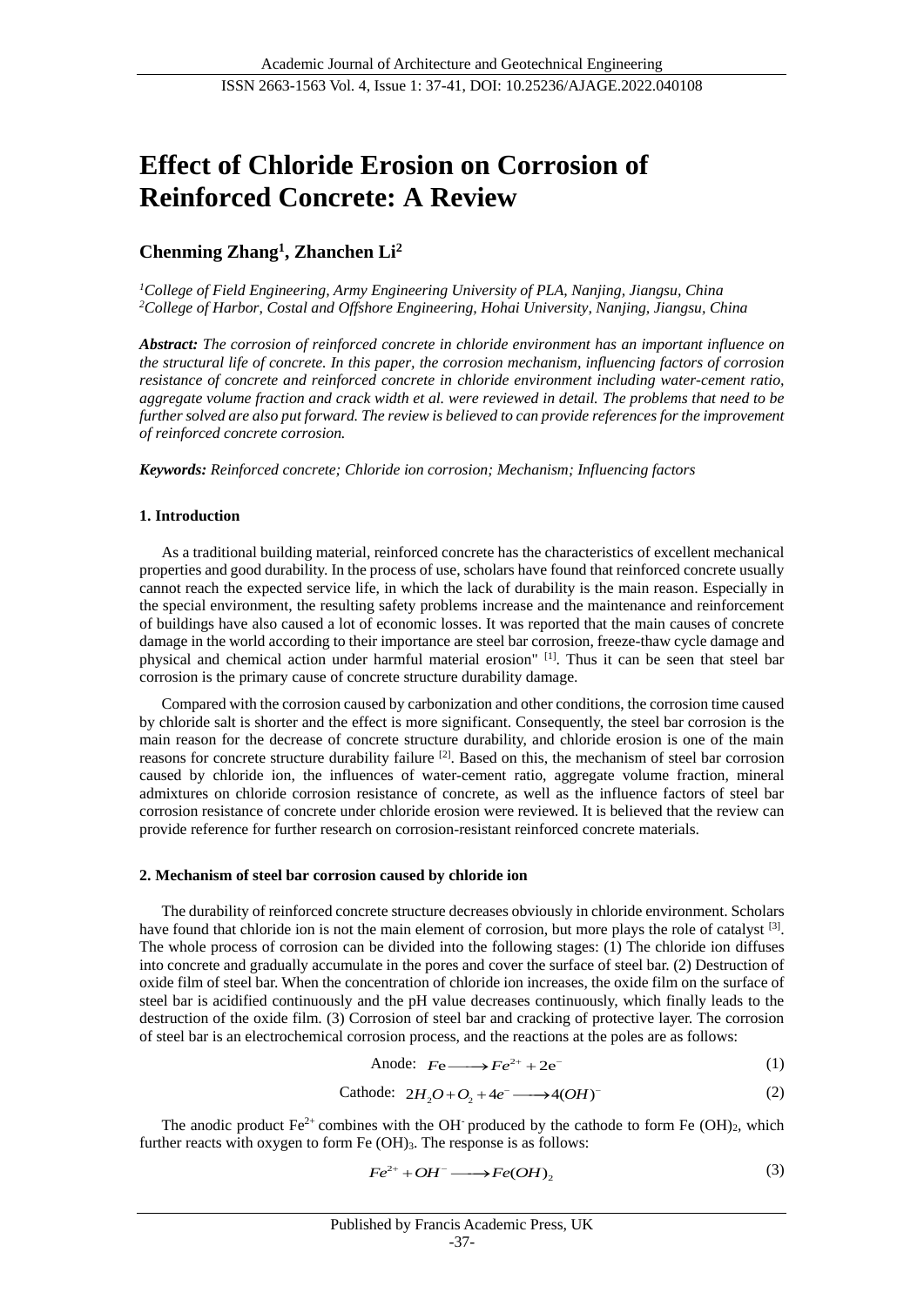# Effect of Chloride Erosion on Corrosion of Reinforced Concrete: A Review

**Chenming Zhang[1], Zhanchen Li[2]**

*[1]College of Field Engineering, Army Engineering University of PLA, Nanjing, Jiangsu, China*
*[2]College of Harbor, Costal and Offshore Engineering, Hohai University, Nanjing, Jiangsu, China*

***Abstract:*** *The corrosion of reinforced concrete in chloride environment has an important influence on the structural life of concrete. In this paper, the corrosion mechanism, influencing factors of corrosion resistance of concrete and reinforced concrete in chloride environment including water-cement ratio, aggregate volume fraction and crack width et al. were reviewed in detail. The problems that need to be further solved are also put forward. The review is believed to can provide references for the improvement of reinforced concrete corrosion.*

***Keywords:*** *Reinforced concrete; Chloride ion corrosion; Mechanism; Influencing factors*

## 1. Introduction

As a traditional building material, reinforced concrete has the characteristics of excellent mechanical properties and good durability. In the process of use, scholars have found that reinforced concrete usually cannot reach the expected service life, in which the lack of durability is the main reason. Especially in the special environment, the resulting safety problems increase and the maintenance and reinforcement of buildings have also caused a lot of economic losses. It was reported that the main causes of concrete damage in the world according to their importance are steel bar corrosion, freeze-thaw cycle damage and physical and chemical action under harmful material erosion" [1]. Thus it can be seen that steel bar corrosion is the primary cause of concrete structure durability damage.

Compared with the corrosion caused by carbonization and other conditions, the corrosion time caused by chloride salt is shorter and the effect is more significant. Consequently, the steel bar corrosion is the main reason for the decrease of concrete structure durability, and chloride erosion is one of the main reasons for concrete structure durability failure [2]. Based on this, the mechanism of steel bar corrosion caused by chloride ion, the influences of water-cement ratio, aggregate volume fraction, mineral admixtures on chloride corrosion resistance of concrete, as well as the influence factors of steel bar corrosion resistance of concrete under chloride erosion were reviewed. It is believed that the review can provide reference for further research on corrosion-resistant reinforced concrete materials.

## 2. Mechanism of steel bar corrosion caused by chloride ion

The durability of reinforced concrete structure decreases obviously in chloride environment. Scholars have found that chloride ion is not the main element of corrosion, but more plays the role of catalyst [3]. The whole process of corrosion can be divided into the following stages: (1) The chloride ion diffuses into concrete and gradually accumulate in the pores and cover the surface of steel bar. (2) Destruction of oxide film of steel bar. When the concentration of chloride ion increases, the oxide film on the surface of steel bar is acidified continuously and the pH value decreases continuously, which finally leads to the destruction of the oxide film. (3) Corrosion of steel bar and cracking of protective layer. The corrosion of steel bar is an electrochemical corrosion process, and the reactions at the poles are as follows:

$$\text{Anode: } Fe \longrightarrow Fe^{2+} + 2e^{-} \tag{1}$$

$$\text{Cathode: } 2H_2O + O_2 + 4e^{-} \longrightarrow 4(OH)^{-} \tag{2}$$

The anodic product $Fe^{2+}$ combines with the $OH^{-}$ produced by the cathode to form Fe $(OH)_2$, which further reacts with oxygen to form Fe $(OH)_3$. The response is as follows:

$$Fe^{2+} + OH^{-} \longrightarrow Fe(OH)_2 \tag{3}$$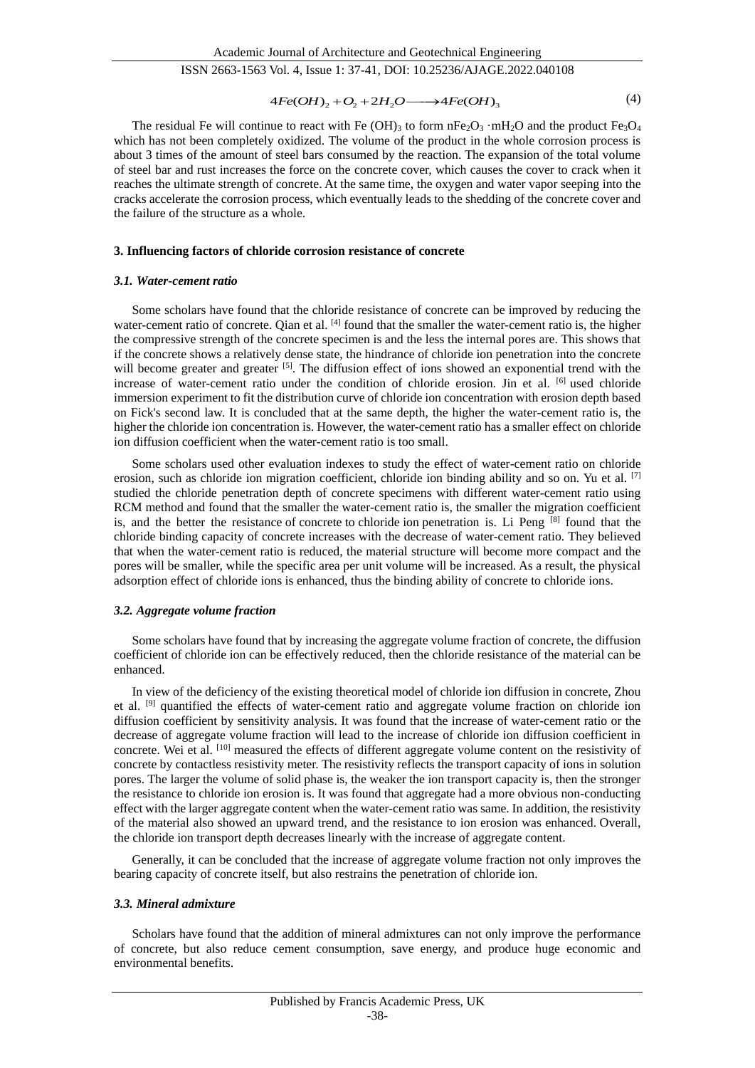$$4Fe(OH)_2 + O_2 + 2H_2O \longrightarrow 4Fe(OH)_3 \tag{4}$$

The residual Fe will continue to react with Fe $(OH)_3$ to form $nFe_2O_3 \cdot mH_2O$ and the product $Fe_3O_4$ which has not been completely oxidized. The volume of the product in the whole corrosion process is about 3 times of the amount of steel bars consumed by the reaction. The expansion of the total volume of steel bar and rust increases the force on the concrete cover, which causes the cover to crack when it reaches the ultimate strength of concrete. At the same time, the oxygen and water vapor seeping into the cracks accelerate the corrosion process, which eventually leads to the shedding of the concrete cover and the failure of the structure as a whole.

## 3. Influencing factors of chloride corrosion resistance of concrete

### *3.1. Water-cement ratio*

Some scholars have found that the chloride resistance of concrete can be improved by reducing the water-cement ratio of concrete. Qian et al. [4] found that the smaller the water-cement ratio is, the higher the compressive strength of the concrete specimen is and the less the internal pores are. This shows that if the concrete shows a relatively dense state, the hindrance of chloride ion penetration into the concrete will become greater and greater [5]. The diffusion effect of ions showed an exponential trend with the increase of water-cement ratio under the condition of chloride erosion. Jin et al. [6] used chloride immersion experiment to fit the distribution curve of chloride ion concentration with erosion depth based on Fick's second law. It is concluded that at the same depth, the higher the water-cement ratio is, the higher the chloride ion concentration is. However, the water-cement ratio has a smaller effect on chloride ion diffusion coefficient when the water-cement ratio is too small.

Some scholars used other evaluation indexes to study the effect of water-cement ratio on chloride erosion, such as chloride ion migration coefficient, chloride ion binding ability and so on. Yu et al. [7] studied the chloride penetration depth of concrete specimens with different water-cement ratio using RCM method and found that the smaller the water-cement ratio is, the smaller the migration coefficient is, and the better the resistance of concrete to chloride ion penetration is. Li Peng [8] found that the chloride binding capacity of concrete increases with the decrease of water-cement ratio. They believed that when the water-cement ratio is reduced, the material structure will become more compact and the pores will be smaller, while the specific area per unit volume will be increased. As a result, the physical adsorption effect of chloride ions is enhanced, thus the binding ability of concrete to chloride ions.

### *3.2. Aggregate volume fraction*

Some scholars have found that by increasing the aggregate volume fraction of concrete, the diffusion coefficient of chloride ion can be effectively reduced, then the chloride resistance of the material can be enhanced.

In view of the deficiency of the existing theoretical model of chloride ion diffusion in concrete, Zhou et al. [9] quantified the effects of water-cement ratio and aggregate volume fraction on chloride ion diffusion coefficient by sensitivity analysis. It was found that the increase of water-cement ratio or the decrease of aggregate volume fraction will lead to the increase of chloride ion diffusion coefficient in concrete. Wei et al. [10] measured the effects of different aggregate volume content on the resistivity of concrete by contactless resistivity meter. The resistivity reflects the transport capacity of ions in solution pores. The larger the volume of solid phase is, the weaker the ion transport capacity is, then the stronger the resistance to chloride ion erosion is. It was found that aggregate had a more obvious non-conducting effect with the larger aggregate content when the water-cement ratio was same. In addition, the resistivity of the material also showed an upward trend, and the resistance to ion erosion was enhanced. Overall, the chloride ion transport depth decreases linearly with the increase of aggregate content.

Generally, it can be concluded that the increase of aggregate volume fraction not only improves the bearing capacity of concrete itself, but also restrains the penetration of chloride ion.

### *3.3. Mineral admixture*

Scholars have found that the addition of mineral admixtures can not only improve the performance of concrete, but also reduce cement consumption, save energy, and produce huge economic and environmental benefits.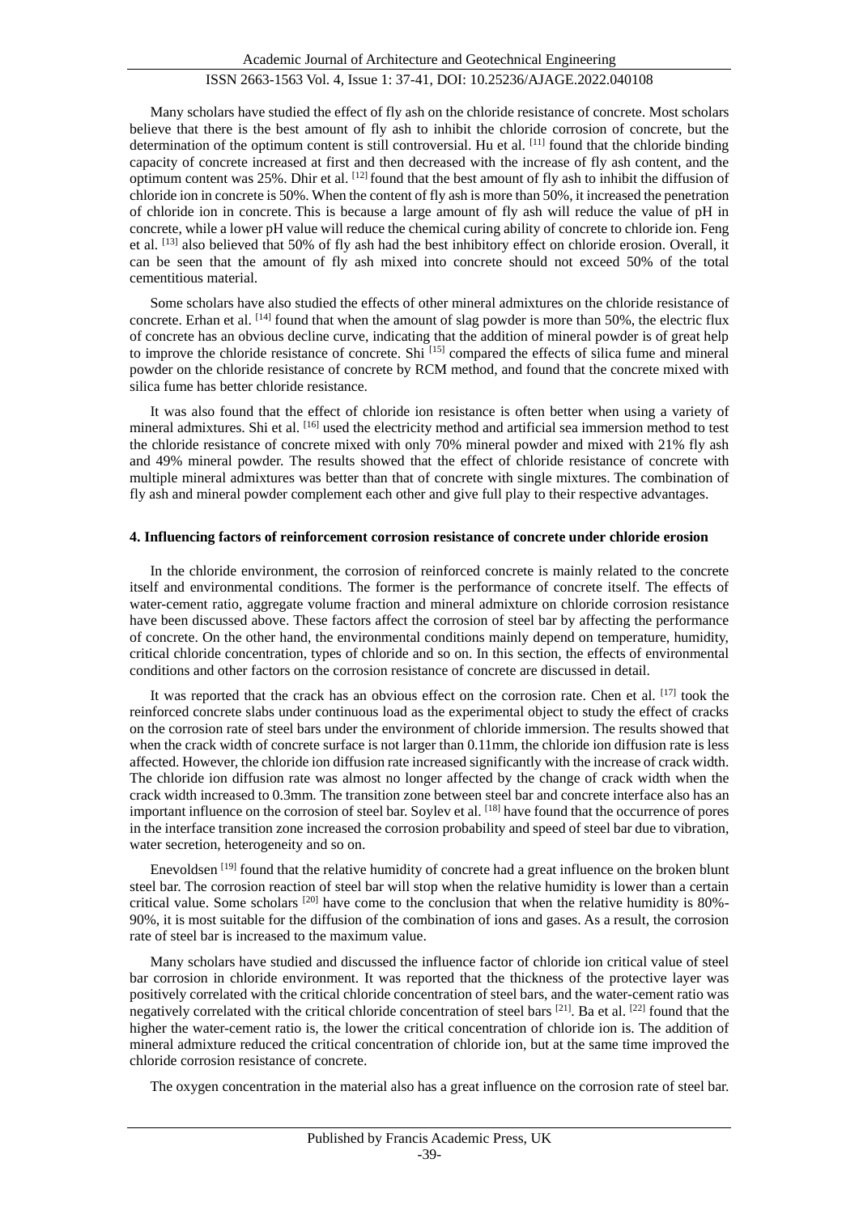Many scholars have studied the effect of fly ash on the chloride resistance of concrete. Most scholars believe that there is the best amount of fly ash to inhibit the chloride corrosion of concrete, but the determination of the optimum content is still controversial. Hu et al. [11] found that the chloride binding capacity of concrete increased at first and then decreased with the increase of fly ash content, and the optimum content was 25%. Dhir et al. [12] found that the best amount of fly ash to inhibit the diffusion of chloride ion in concrete is 50%. When the content of fly ash is more than 50%, it increased the penetration of chloride ion in concrete. This is because a large amount of fly ash will reduce the value of pH in concrete, while a lower pH value will reduce the chemical curing ability of concrete to chloride ion. Feng et al. [13] also believed that 50% of fly ash had the best inhibitory effect on chloride erosion. Overall, it can be seen that the amount of fly ash mixed into concrete should not exceed 50% of the total cementitious material.

Some scholars have also studied the effects of other mineral admixtures on the chloride resistance of concrete. Erhan et al. [14] found that when the amount of slag powder is more than 50%, the electric flux of concrete has an obvious decline curve, indicating that the addition of mineral powder is of great help to improve the chloride resistance of concrete. Shi [15] compared the effects of silica fume and mineral powder on the chloride resistance of concrete by RCM method, and found that the concrete mixed with silica fume has better chloride resistance.

It was also found that the effect of chloride ion resistance is often better when using a variety of mineral admixtures. Shi et al. [16] used the electricity method and artificial sea immersion method to test the chloride resistance of concrete mixed with only 70% mineral powder and mixed with 21% fly ash and 49% mineral powder. The results showed that the effect of chloride resistance of concrete with multiple mineral admixtures was better than that of concrete with single mixtures. The combination of fly ash and mineral powder complement each other and give full play to their respective advantages.

#### 4. Influencing factors of reinforcement corrosion resistance of concrete under chloride erosion

In the chloride environment, the corrosion of reinforced concrete is mainly related to the concrete itself and environmental conditions. The former is the performance of concrete itself. The effects of water-cement ratio, aggregate volume fraction and mineral admixture on chloride corrosion resistance have been discussed above. These factors affect the corrosion of steel bar by affecting the performance of concrete. On the other hand, the environmental conditions mainly depend on temperature, humidity, critical chloride concentration, types of chloride and so on. In this section, the effects of environmental conditions and other factors on the corrosion resistance of concrete are discussed in detail.

It was reported that the crack has an obvious effect on the corrosion rate. Chen et al. [17] took the reinforced concrete slabs under continuous load as the experimental object to study the effect of cracks on the corrosion rate of steel bars under the environment of chloride immersion. The results showed that when the crack width of concrete surface is not larger than 0.11mm, the chloride ion diffusion rate is less affected. However, the chloride ion diffusion rate increased significantly with the increase of crack width. The chloride ion diffusion rate was almost no longer affected by the change of crack width when the crack width increased to 0.3mm. The transition zone between steel bar and concrete interface also has an important influence on the corrosion of steel bar. Soylev et al. [18] have found that the occurrence of pores in the interface transition zone increased the corrosion probability and speed of steel bar due to vibration, water secretion, heterogeneity and so on.

Enevoldsen [19] found that the relative humidity of concrete had a great influence on the broken blunt steel bar. The corrosion reaction of steel bar will stop when the relative humidity is lower than a certain critical value. Some scholars [20] have come to the conclusion that when the relative humidity is 80%-90%, it is most suitable for the diffusion of the combination of ions and gases. As a result, the corrosion rate of steel bar is increased to the maximum value.

Many scholars have studied and discussed the influence factor of chloride ion critical value of steel bar corrosion in chloride environment. It was reported that the thickness of the protective layer was positively correlated with the critical chloride concentration of steel bars, and the water-cement ratio was negatively correlated with the critical chloride concentration of steel bars [21]. Ba et al. [22] found that the higher the water-cement ratio is, the lower the critical concentration of chloride ion is. The addition of mineral admixture reduced the critical concentration of chloride ion, but at the same time improved the chloride corrosion resistance of concrete.

The oxygen concentration in the material also has a great influence on the corrosion rate of steel bar.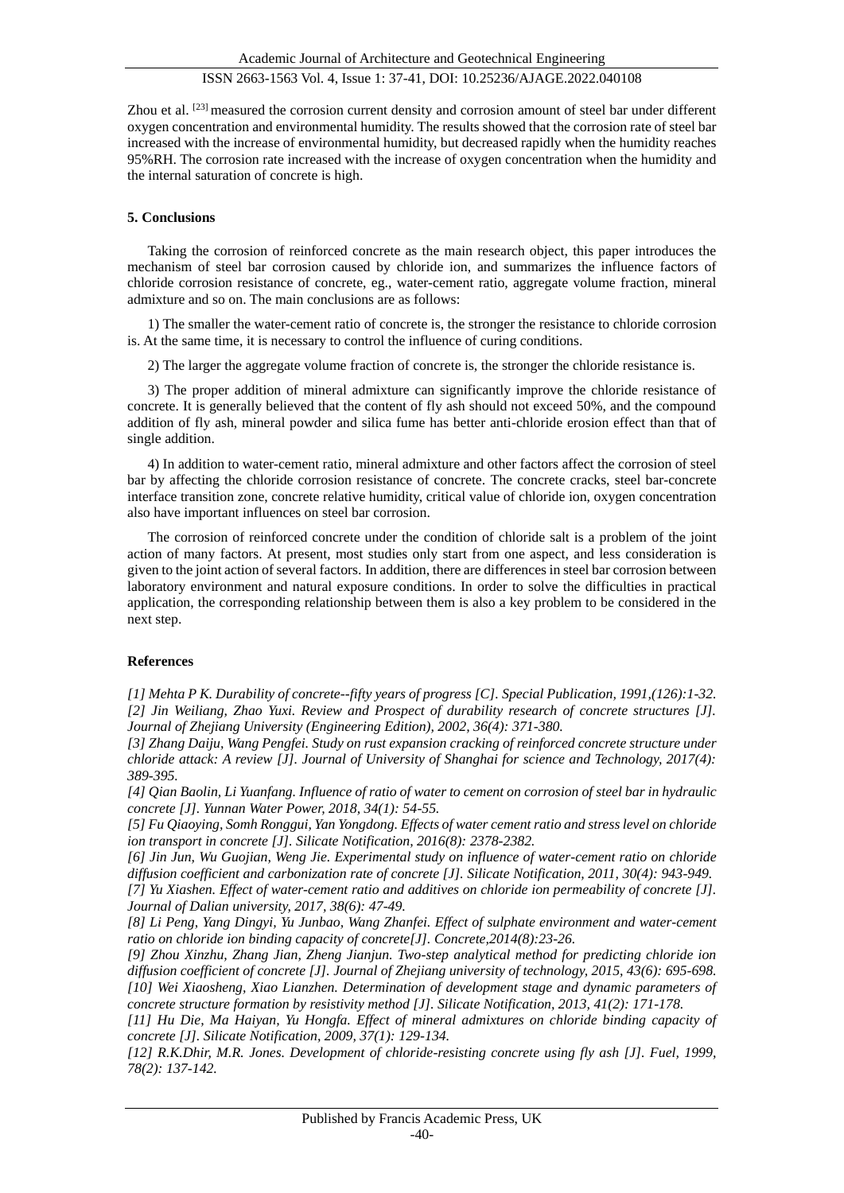Zhou et al. [23] measured the corrosion current density and corrosion amount of steel bar under different oxygen concentration and environmental humidity. The results showed that the corrosion rate of steel bar increased with the increase of environmental humidity, but decreased rapidly when the humidity reaches 95%RH. The corrosion rate increased with the increase of oxygen concentration when the humidity and the internal saturation of concrete is high.

## 5. Conclusions

Taking the corrosion of reinforced concrete as the main research object, this paper introduces the mechanism of steel bar corrosion caused by chloride ion, and summarizes the influence factors of chloride corrosion resistance of concrete, eg., water-cement ratio, aggregate volume fraction, mineral admixture and so on. The main conclusions are as follows:

1) The smaller the water-cement ratio of concrete is, the stronger the resistance to chloride corrosion is. At the same time, it is necessary to control the influence of curing conditions.

2) The larger the aggregate volume fraction of concrete is, the stronger the chloride resistance is.

3) The proper addition of mineral admixture can significantly improve the chloride resistance of concrete. It is generally believed that the content of fly ash should not exceed 50%, and the compound addition of fly ash, mineral powder and silica fume has better anti-chloride erosion effect than that of single addition.

4) In addition to water-cement ratio, mineral admixture and other factors affect the corrosion of steel bar by affecting the chloride corrosion resistance of concrete. The concrete cracks, steel bar-concrete interface transition zone, concrete relative humidity, critical value of chloride ion, oxygen concentration also have important influences on steel bar corrosion.

The corrosion of reinforced concrete under the condition of chloride salt is a problem of the joint action of many factors. At present, most studies only start from one aspect, and less consideration is given to the joint action of several factors. In addition, there are differences in steel bar corrosion between laboratory environment and natural exposure conditions. In order to solve the difficulties in practical application, the corresponding relationship between them is also a key problem to be considered in the next step.

## References

*[1] Mehta P K. Durability of concrete--fifty years of progress [C]. Special Publication, 1991,(126):1-32.*

*[2] Jin Weiliang, Zhao Yuxi. Review and Prospect of durability research of concrete structures [J]. Journal of Zhejiang University (Engineering Edition), 2002, 36(4): 371-380.*

*[3] Zhang Daiju, Wang Pengfei. Study on rust expansion cracking of reinforced concrete structure under chloride attack: A review [J]. Journal of University of Shanghai for science and Technology, 2017(4): 389-395.*

*[4] Qian Baolin, Li Yuanfang. Influence of ratio of water to cement on corrosion of steel bar in hydraulic concrete [J]. Yunnan Water Power, 2018, 34(1): 54-55.*

*[5] Fu Qiaoying, Somh Ronggui, Yan Yongdong. Effects of water cement ratio and stress level on chloride ion transport in concrete [J]. Silicate Notification, 2016(8): 2378-2382.*

*[6] Jin Jun, Wu Guojian, Weng Jie. Experimental study on influence of water-cement ratio on chloride diffusion coefficient and carbonization rate of concrete [J]. Silicate Notification, 2011, 30(4): 943-949.*

*[7] Yu Xiashen. Effect of water-cement ratio and additives on chloride ion permeability of concrete [J]. Journal of Dalian university, 2017, 38(6): 47-49.*

*[8] Li Peng, Yang Dingyi, Yu Junbao, Wang Zhanfei. Effect of sulphate environment and water-cement ratio on chloride ion binding capacity of concrete[J]. Concrete,2014(8):23-26.*

*[9] Zhou Xinzhu, Zhang Jian, Zheng Jianjun. Two-step analytical method for predicting chloride ion diffusion coefficient of concrete [J]. Journal of Zhejiang university of technology, 2015, 43(6): 695-698.*

*[10] Wei Xiaosheng, Xiao Lianzhen. Determination of development stage and dynamic parameters of concrete structure formation by resistivity method [J]. Silicate Notification, 2013, 41(2): 171-178.*

*[11] Hu Die, Ma Haiyan, Yu Hongfa. Effect of mineral admixtures on chloride binding capacity of concrete [J]. Silicate Notification, 2009, 37(1): 129-134.*

*[12] R.K.Dhir, M.R. Jones. Development of chloride-resisting concrete using fly ash [J]. Fuel, 1999, 78(2): 137-142.*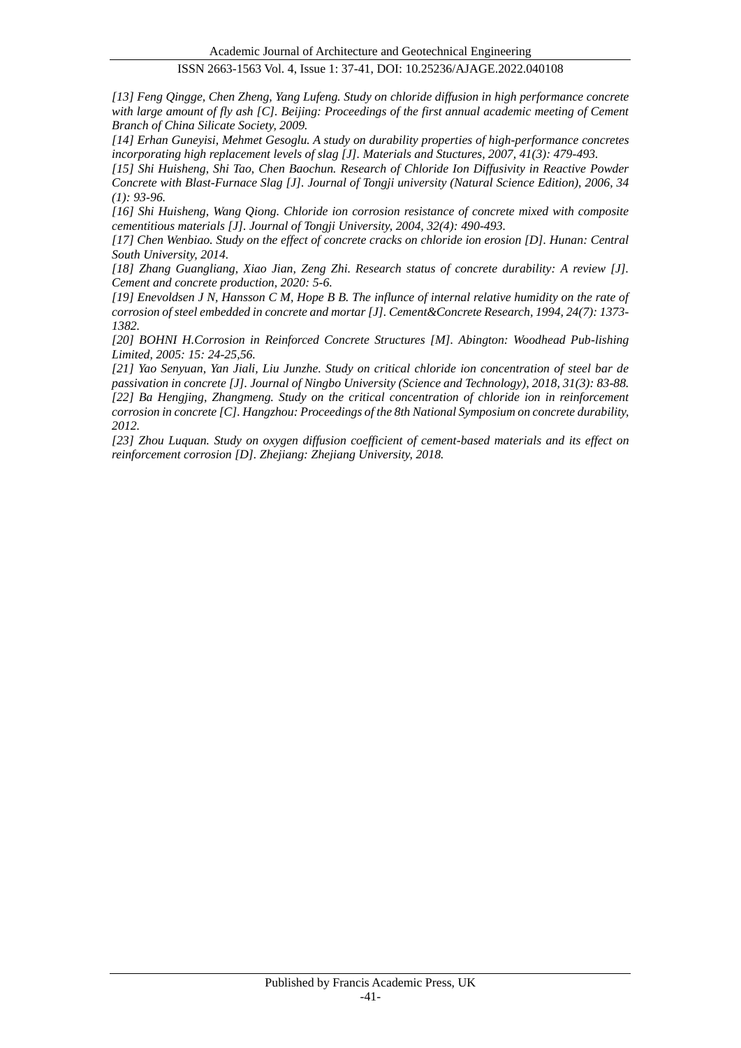*[13] Feng Qingge, Chen Zheng, Yang Lufeng. Study on chloride diffusion in high performance concrete with large amount of fly ash [C]. Beijing: Proceedings of the first annual academic meeting of Cement Branch of China Silicate Society, 2009.*

*[14] Erhan Guneyisi, Mehmet Gesoglu. A study on durability properties of high-performance concretes incorporating high replacement levels of slag [J]. Materials and Stuctures, 2007, 41(3): 479-493.*

*[15] Shi Huisheng, Shi Tao, Chen Baochun. Research of Chloride Ion Diffusivity in Reactive Powder Concrete with Blast-Furnace Slag [J]. Journal of Tongji university (Natural Science Edition), 2006, 34 (1): 93-96.*

*[16] Shi Huisheng, Wang Qiong. Chloride ion corrosion resistance of concrete mixed with composite cementitious materials [J]. Journal of Tongji University, 2004, 32(4): 490-493.*

*[17] Chen Wenbiao. Study on the effect of concrete cracks on chloride ion erosion [D]. Hunan: Central South University, 2014.*

*[18] Zhang Guangliang, Xiao Jian, Zeng Zhi. Research status of concrete durability: A review [J]. Cement and concrete production, 2020: 5-6.*

*[19] Enevoldsen J N, Hansson C M, Hope B B. The influnce of internal relative humidity on the rate of corrosion of steel embedded in concrete and mortar [J]. Cement&Concrete Research, 1994, 24(7): 1373-1382.*

*[20] BOHNI H.Corrosion in Reinforced Concrete Structures [M]. Abington: Woodhead Pub-lishing Limited, 2005: 15: 24-25,56.*

*[21] Yao Senyuan, Yan Jiali, Liu Junzhe. Study on critical chloride ion concentration of steel bar de passivation in concrete [J]. Journal of Ningbo University (Science and Technology), 2018, 31(3): 83-88.*

*[22] Ba Hengjing, Zhangmeng. Study on the critical concentration of chloride ion in reinforcement corrosion in concrete [C]. Hangzhou: Proceedings of the 8th National Symposium on concrete durability, 2012.*

*[23] Zhou Luquan. Study on oxygen diffusion coefficient of cement-based materials and its effect on reinforcement corrosion [D]. Zhejiang: Zhejiang University, 2018.*